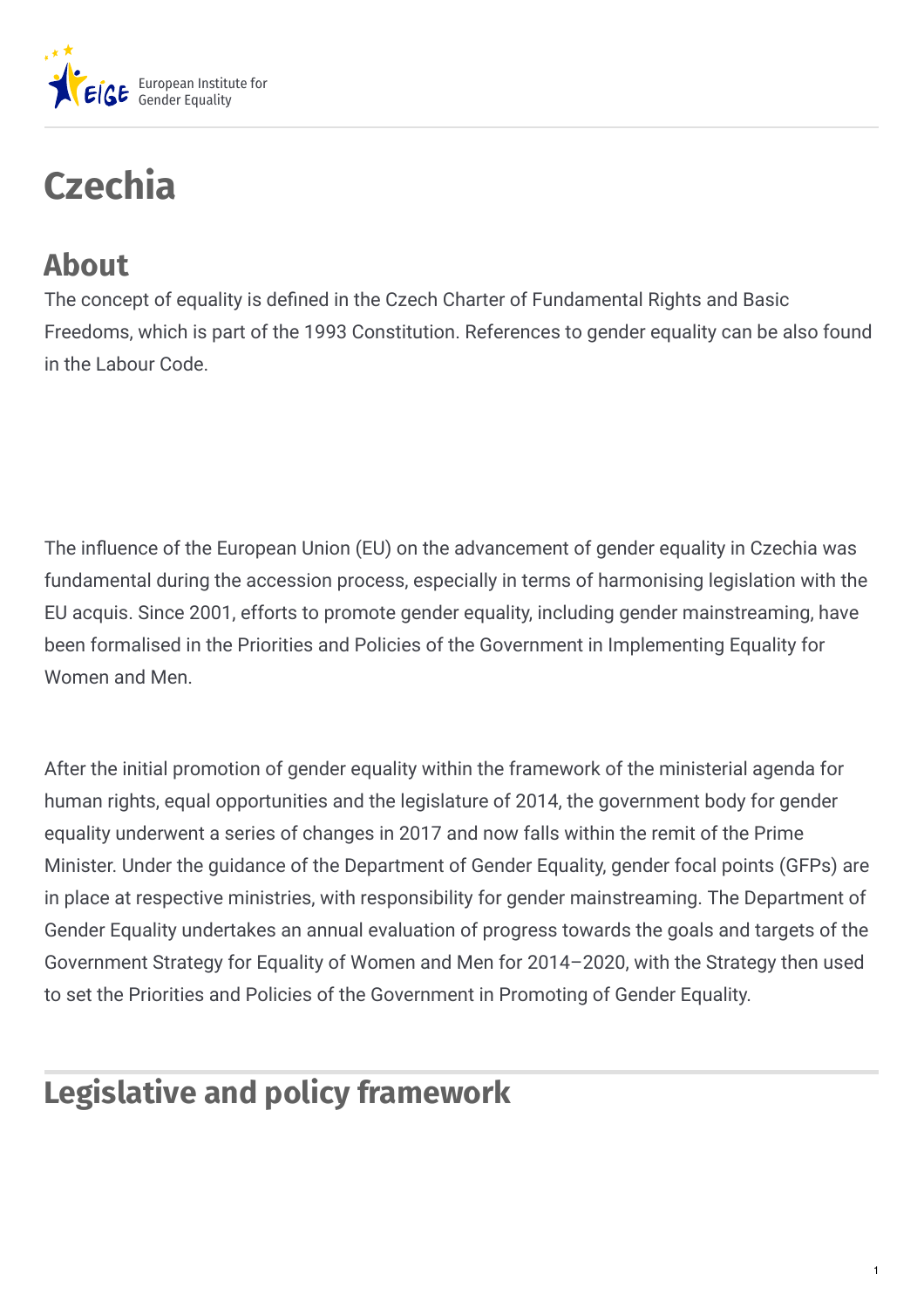# Czechia

## About

The concept of equality is defined in the Czech Charter of Fundamental Rights and Basic Freedoms, which is part of the 1993 Constitution. References to gender equality can be also found in the Labour Code.

The influence of the European Union (EU) on the advancement of gender equality in Czechia was fundamental during the accession process, especially in terms of harmonising legislation with the EU acquis. Since 2001, efforts to promote gender equality, including gender mainstreaming, have been formalised in the Priorities and Policies of the Government in Implementing Equality for Women and Men.

After the initial promotion of gender equality within the framework of the ministerial agenda for human rights, equal opportunities and the legislature of 2014, the government body for gender equality underwent a series of changes in 2017 and now falls within the remit of the Prime Minister. Under the guidance of the Department of Gender Equality, gender focal points (GFPs) are in place at respective ministries, with responsibility for gender mainstreaming. The Department of Gender Equality undertakes an annual evaluation of progress towards the goals and targets of the Government Strategy for Equality of Women and Men for 2014–2020, with the Strategy then used to set the Priorities and Policies of the Government in Promoting of Gender Equality.

## Legislative and policy framework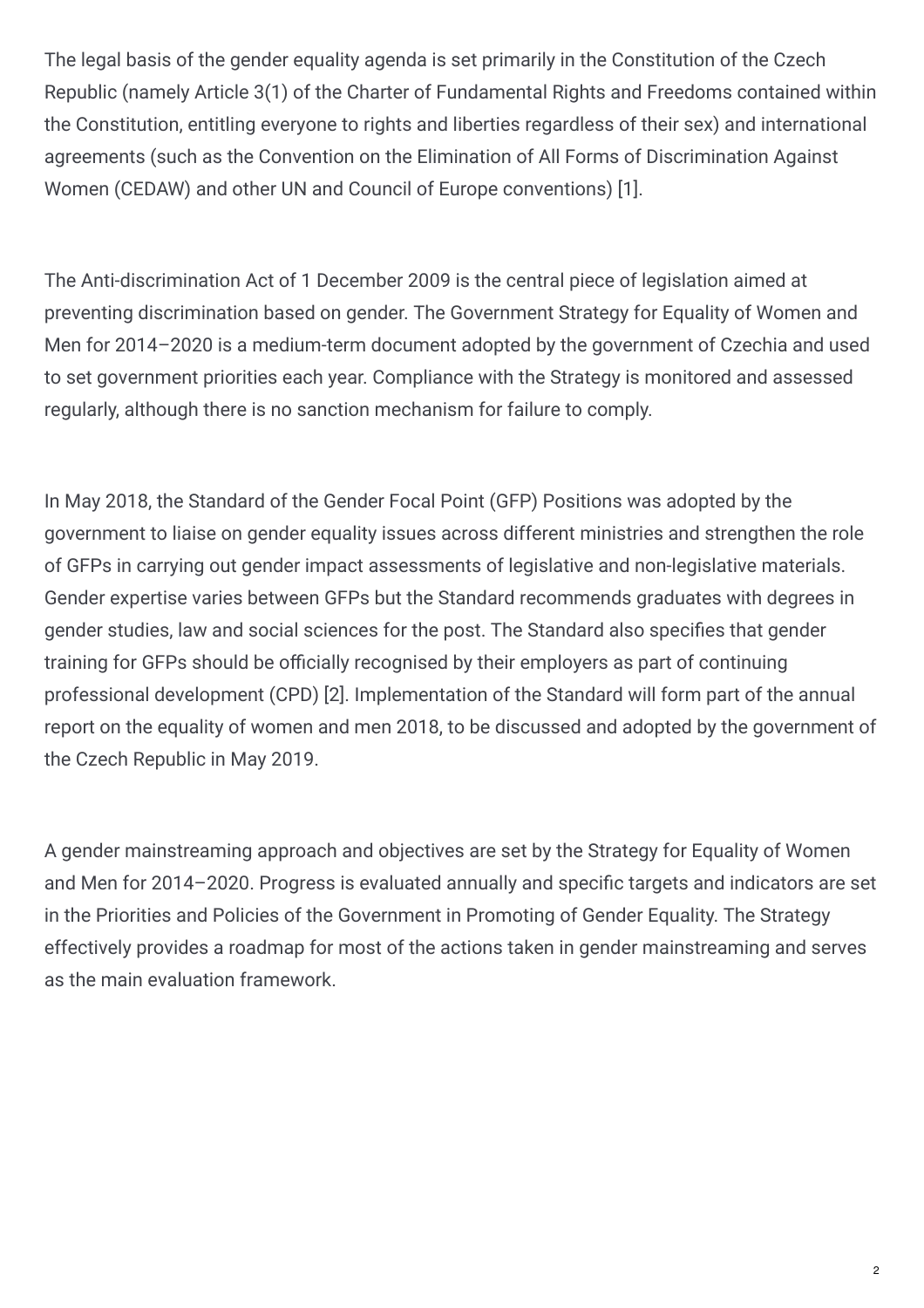The legal basis of the gender equality agenda is set primarily in the Constitution of the Czech Republic (namely Article 3(1) of the Charter of Fundamental Rights and Freedoms contained within the Constitution, entitling everyone to rights and liberties regardless of their sex) and international agreements (such as the Convention on the Elimination of All Forms of Discrimination Against Women (CEDAW) and other UN and Council of Europe conventions) [1].

The Anti-discrimination Act of 1 December 2009 is the central piece of legislation aimed at preventing discrimination based on gender. The Government Strategy for Equality of Women and Men for 2014–2020 is a medium-term document adopted by the government of Czechia and used to set government priorities each year. Compliance with the Strategy is monitored and assessed regularly, although there is no sanction mechanism for failure to comply.

In May 2018, the Standard of the Gender Focal Point (GFP) Positions was adopted by the government to liaise on gender equality issues across different ministries and strengthen the role of GFPs in carrying out gender impact assessments of legislative and non-legislative materials. Gender expertise varies between GFPs but the Standard recommends graduates with degrees in gender studies, law and social sciences for the post. The Standard also specifies that gender training for GFPs should be officially recognised by their employers as part of continuing professional development (CPD) [2]. Implementation of the Standard will form part of the annual report on the equality of women and men 2018, to be discussed and adopted by the government of the Czech Republic in May 2019.

A gender mainstreaming approach and objectives are set by the Strategy for Equality of Women and Men for 2014–2020. Progress is evaluated annually and specific targets and indicators are set in the Priorities and Policies of the Government in Promoting of Gender Equality. The Strategy effectively provides a roadmap for most of the actions taken in gender mainstreaming and serves as the main evaluation framework.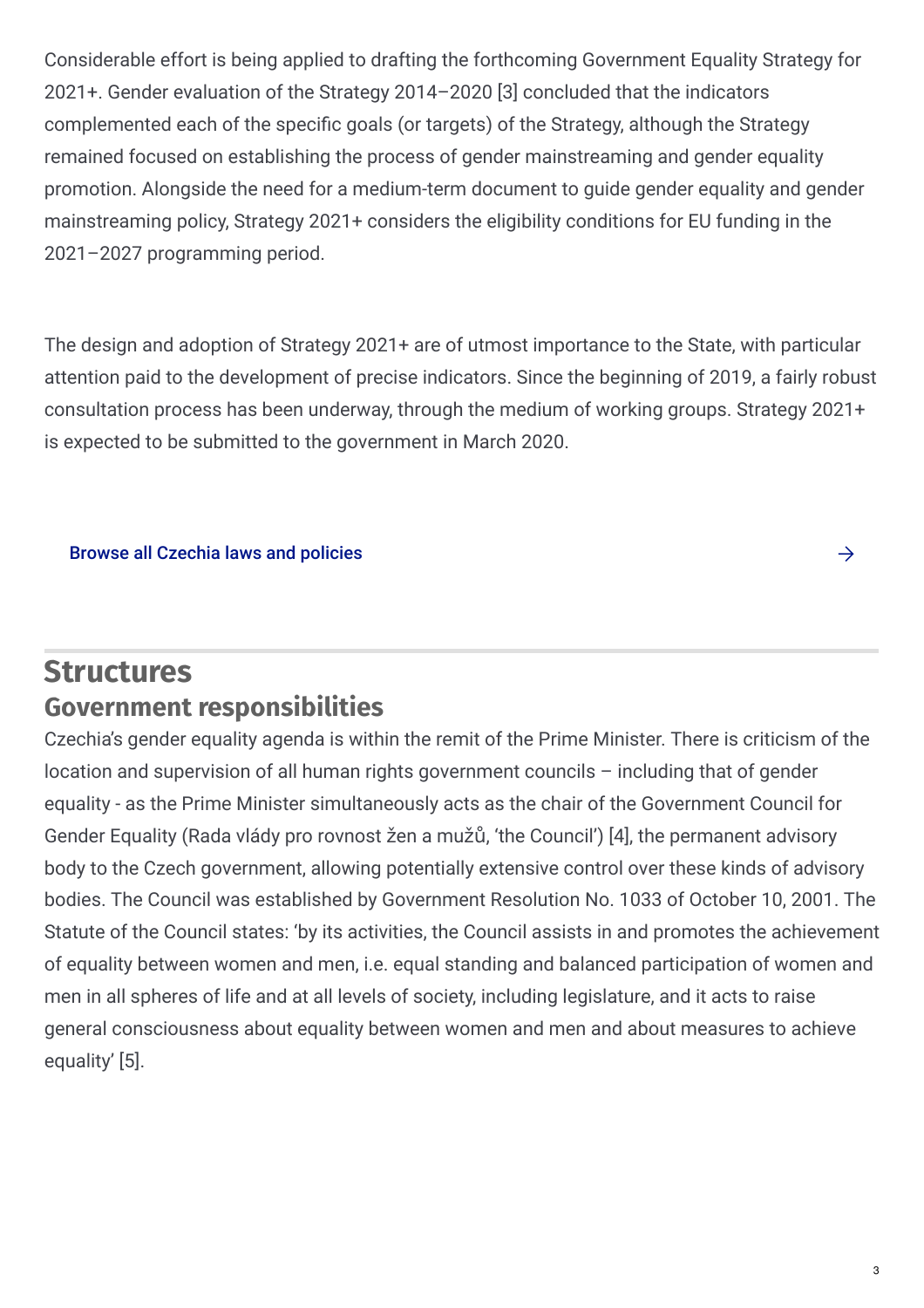Considerable effort is being applied to drafting the forthcoming Government Equality Strategy for 2021+. Gender evaluation of the Strategy 2014–2020 [3] concluded that the indicators complemented each of the specific goals (or targets) of the Strategy, although the Strategy remained focused on establishing the process of gender mainstreaming and gender equality promotion. Alongside the need for a medium-term document to guide gender equality and gender mainstreaming policy, Strategy 2021+ considers the eligibility conditions for EU funding in the 2021–2027 programming period.

The design and adoption of Strategy 2021+ are of utmost importance to the State, with particular attention paid to the development of precise indicators. Since the beginning of 2019, a fairly robust consultation process has been underway, through the medium of working groups. Strategy 2021+ is expected to be submitted to the government in March 2020.

Browse all Czechia laws and policies →

# Structures

## Government responsibilities

Czechia's gender equality agenda is within the remit of the Prime Minister. There is criticism of the location and supervision of all human rights government councils – including that of gender equality - as the Prime Minister simultaneously acts as the chair of the Government Council for Gender Equality (Rada vlády pro rovnost žen a mužů, 'the Council') [4], the permanent advisory body to the Czech government, allowing potentially extensive control over these kinds of advisory bodies. The Council was established by Government Resolution No. 1033 of October 10, 2001. The Statute of the Council states: 'by its activities, the Council assists in and promotes the achievement of equality between women and men, i.e. equal standing and balanced participation of women and men in all spheres of life and at all levels of society, including legislature, and it acts to raise general consciousness about equality between women and men and about measures to achieve equality' [5].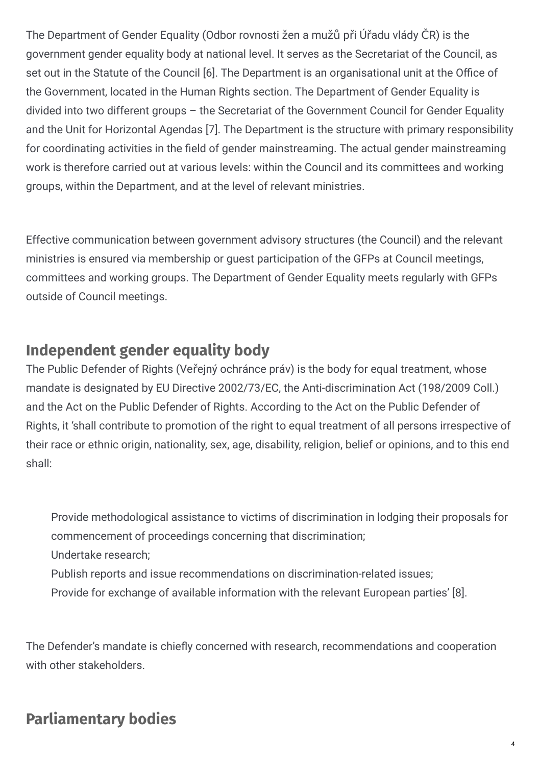The Department of Gender Equality (Odbor rovnosti žen a mužů při Úřadu vlády ČR) is the government gender equality body at national level. It serves as the Secretariat of the Council, as set out in the Statute of the Council [6]. The Department is an organisational unit at the Office of the Government, located in the Human Rights section. The Department of Gender Equality is divided into two different groups – the Secretariat of the Government Council for Gender Equality and the Unit for Horizontal Agendas [7]. The Department is the structure with primary responsibility for coordinating activities in the field of gender mainstreaming. The actual gender mainstreaming work is therefore carried out at various levels: within the Council and its committees and working groups, within the Department, and at the level of relevant ministries.

Effective communication between government advisory structures (the Council) and the relevant ministries is ensured via membership or guest participation of the GFPs at Council meetings, committees and working groups. The Department of Gender Equality meets regularly with GFPs outside of Council meetings.

## Independent gender equality body

The Public Defender of Rights (Veřejný ochránce práv) is the body for equal treatment, whose mandate is designated by EU Directive 2002/73/EC, the Anti-discrimination Act (198/2009 Coll.) and the Act on the Public Defender of Rights. According to the Act on the Public Defender of Rights, it 'shall contribute to promotion of the right to equal treatment of all persons irrespective of their race or ethnic origin, nationality, sex, age, disability, religion, belief or opinions, and to this end shall:

- Provide methodological assistance to victims of discrimination in lodging their proposals for commencement of proceedings concerning that discrimination;
- Undertake research;
- Publish reports and issue recommendations on discrimination-related issues;
- Provide for exchange of available information with the relevant European parties' [8].

The Defender's mandate is chiefly concerned with research, recommendations and cooperation with other stakeholders.

## Parliamentary bodies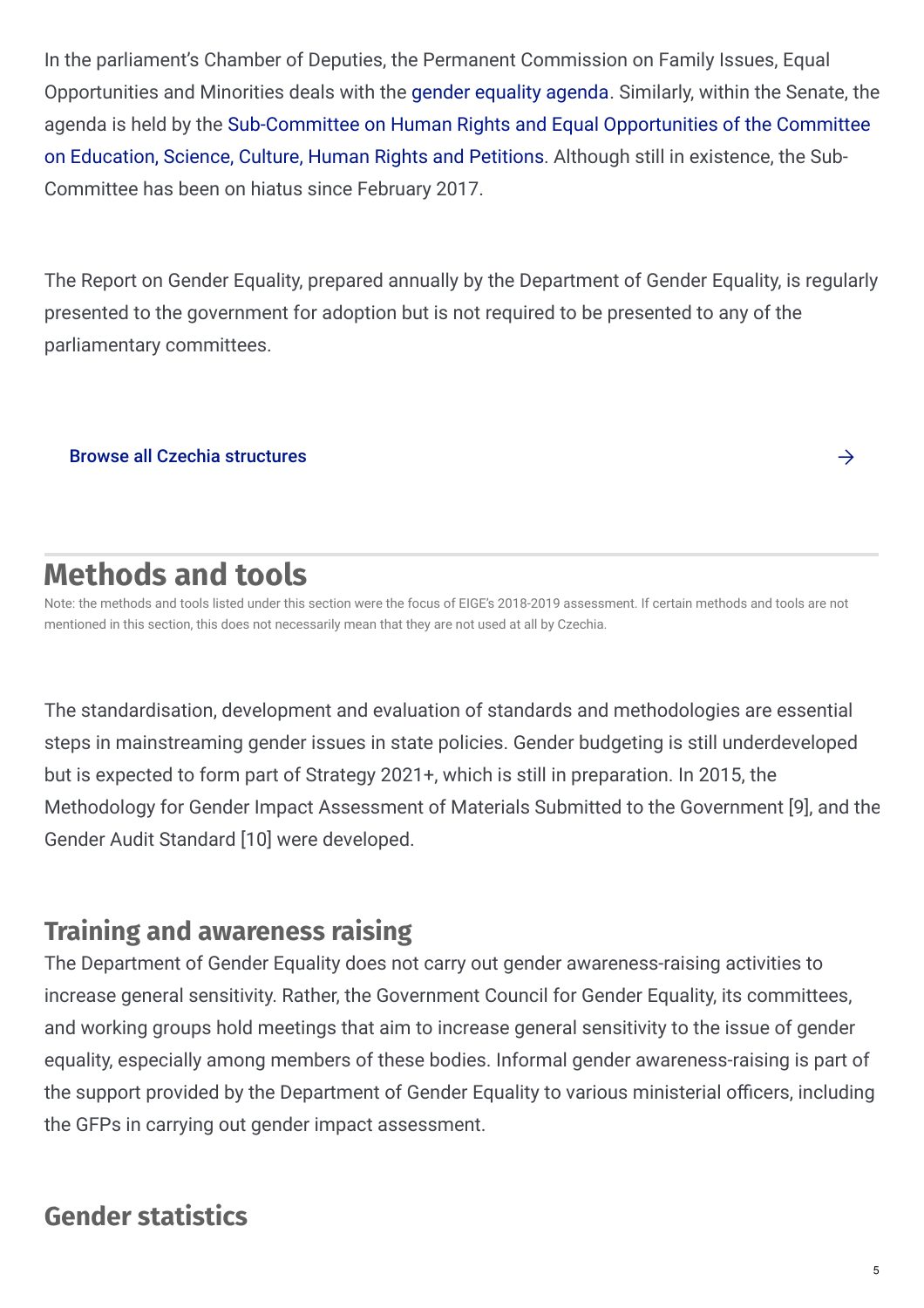In the parliament's Chamber of Deputies, the Permanent Commission on Family Issues, Equal Opportunities and Minorities deals with the gender equality agenda. Similarly, within the Senate, the agenda is held by the Sub-Committee on Human Rights and Equal Opportunities of the Committee on Education, Science, Culture, Human Rights and Petitions. Although still in existence, the Sub-Committee has been on hiatus since February 2017.

The Report on Gender Equality, prepared annually by the Department of Gender Equality, is regularly presented to the government for adoption but is not required to be presented to any of the parliamentary committees.

Browse all Czechia structures →

## Methods and tools

Note: the methods and tools listed under this section were the focus of EIGE's 2018-2019 assessment. If certain methods and tools are not mentioned in this section, this does not necessarily mean that they are not used at all by Czechia.

The standardisation, development and evaluation of standards and methodologies are essential steps in mainstreaming gender issues in state policies. Gender budgeting is still underdeveloped but is expected to form part of Strategy 2021+, which is still in preparation. In 2015, the Methodology for Gender Impact Assessment of Materials Submitted to the Government [9], and the Gender Audit Standard [10] were developed.

### Training and awareness raising

The Department of Gender Equality does not carry out gender awareness-raising activities to increase general sensitivity. Rather, the Government Council for Gender Equality, its committees, and working groups hold meetings that aim to increase general sensitivity to the issue of gender equality, especially among members of these bodies. Informal gender awareness-raising is part of the support provided by the Department of Gender Equality to various ministerial officers, including the GFPs in carrying out gender impact assessment.

### Gender statistics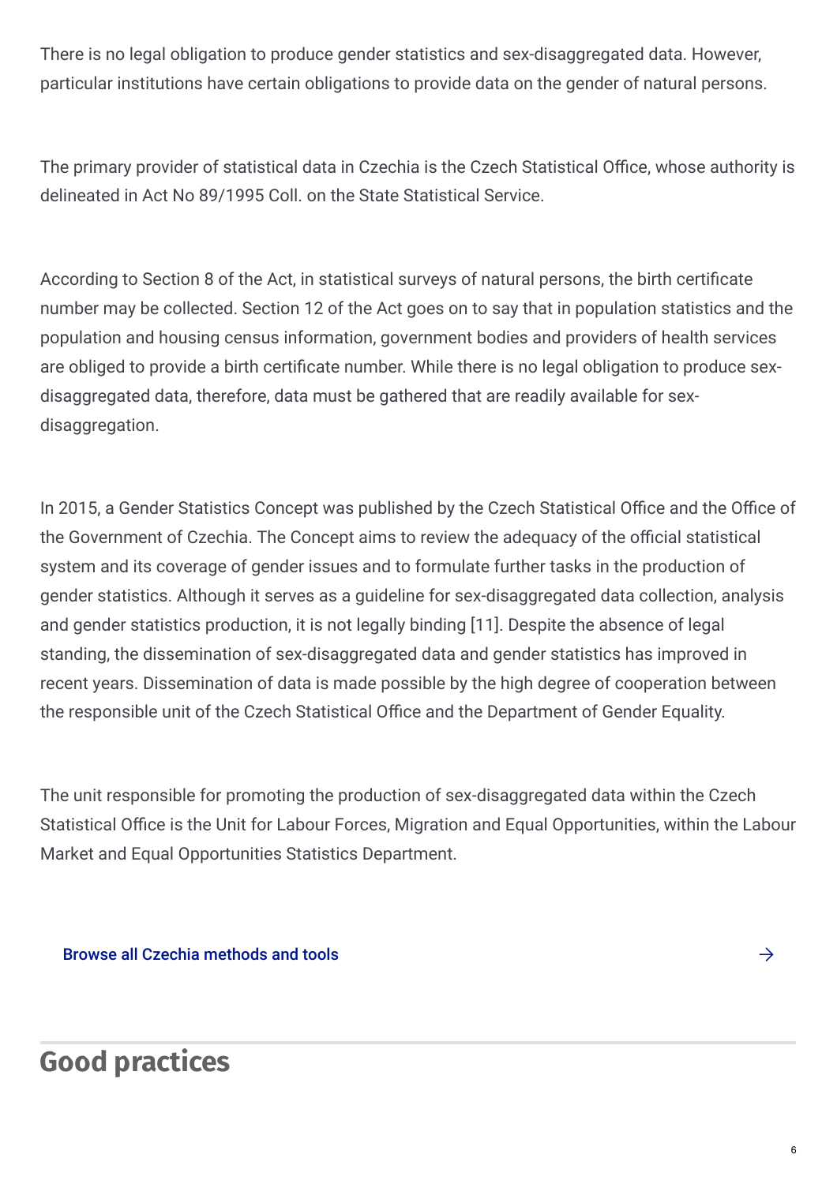There is no legal obligation to produce gender statistics and sex-disaggregated data. However, particular institutions have certain obligations to provide data on the gender of natural persons.

The primary provider of statistical data in Czechia is the Czech Statistical Office, whose authority is delineated in Act No 89/1995 Coll. on the State Statistical Service.

According to Section 8 of the Act, in statistical surveys of natural persons, the birth certificate number may be collected. Section 12 of the Act goes on to say that in population statistics and the population and housing census information, government bodies and providers of health services are obliged to provide a birth certificate number. While there is no legal obligation to produce sex-disaggregated data, therefore, data must be gathered that are readily available for sex-disaggregation.

In 2015, a Gender Statistics Concept was published by the Czech Statistical Office and the Office of the Government of Czechia. The Concept aims to review the adequacy of the official statistical system and its coverage of gender issues and to formulate further tasks in the production of gender statistics. Although it serves as a guideline for sex-disaggregated data collection, analysis and gender statistics production, it is not legally binding [11]. Despite the absence of legal standing, the dissemination of sex-disaggregated data and gender statistics has improved in recent years. Dissemination of data is made possible by the high degree of cooperation between the responsible unit of the Czech Statistical Office and the Department of Gender Equality.

The unit responsible for promoting the production of sex-disaggregated data within the Czech Statistical Office is the Unit for Labour Forces, Migration and Equal Opportunities, within the Labour Market and Equal Opportunities Statistics Department.

Browse all Czechia methods and tools →

## Good practices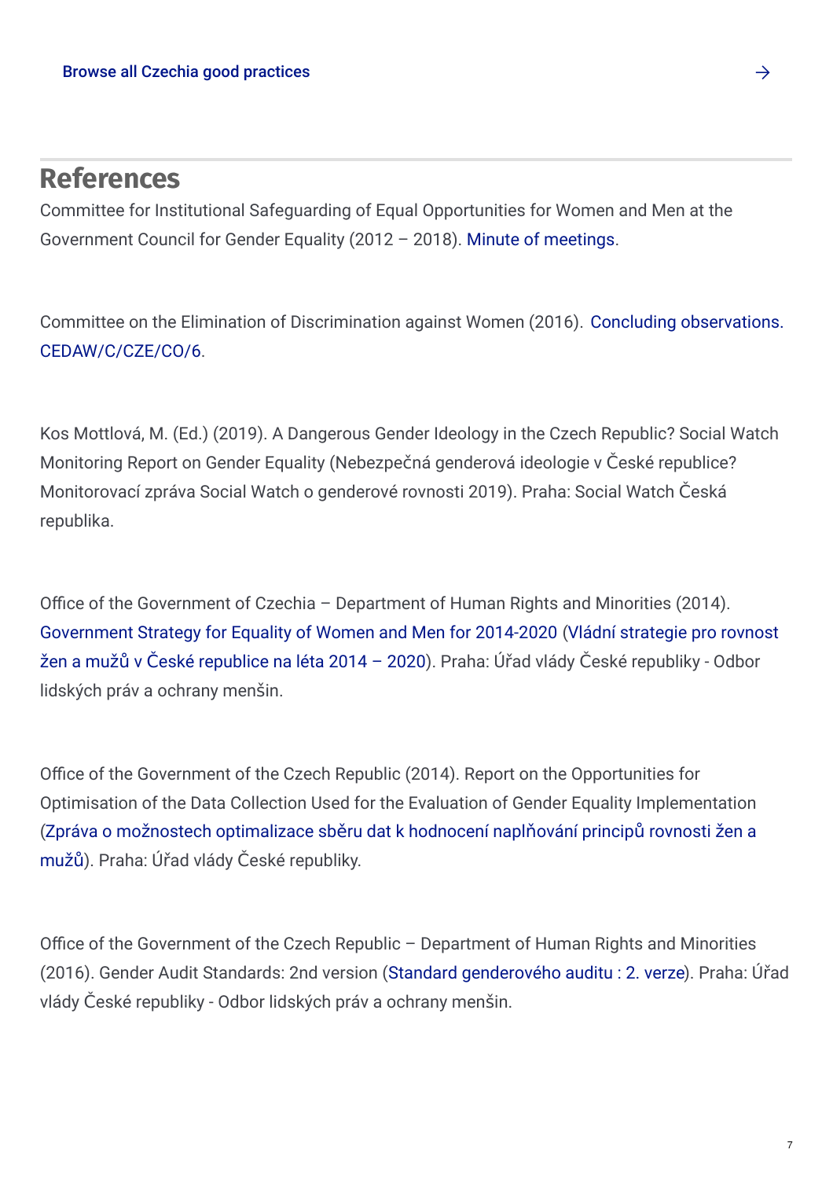Browse all Czechia good practices →

## References

Committee for Institutional Safeguarding of Equal Opportunities for Women and Men at the Government Council for Gender Equality (2012 – 2018). Minute of meetings.

Committee on the Elimination of Discrimination against Women (2016). Concluding observations. CEDAW/C/CZE/CO/6.

Kos Mottlová, M. (Ed.) (2019). A Dangerous Gender Ideology in the Czech Republic? Social Watch Monitoring Report on Gender Equality (Nebezpečná genderová ideologie v České republice? Monitorovací zpráva Social Watch o genderové rovnosti 2019). Praha: Social Watch Česká republika.

Office of the Government of Czechia – Department of Human Rights and Minorities (2014). Government Strategy for Equality of Women and Men for 2014-2020 (Vládní strategie pro rovnost žen a mužů v České republice na léta 2014 – 2020). Praha: Úřad vlády České republiky - Odbor lidských práv a ochrany menšin.

Office of the Government of the Czech Republic (2014). Report on the Opportunities for Optimisation of the Data Collection Used for the Evaluation of Gender Equality Implementation (Zpráva o možnostech optimalizace sběru dat k hodnocení naplňování principů rovnosti žen a mužů). Praha: Úřad vlády České republiky.

Office of the Government of the Czech Republic – Department of Human Rights and Minorities (2016). Gender Audit Standards: 2nd version (Standard genderového auditu : 2. verze). Praha: Úřad vlády České republiky - Odbor lidských práv a ochrany menšin.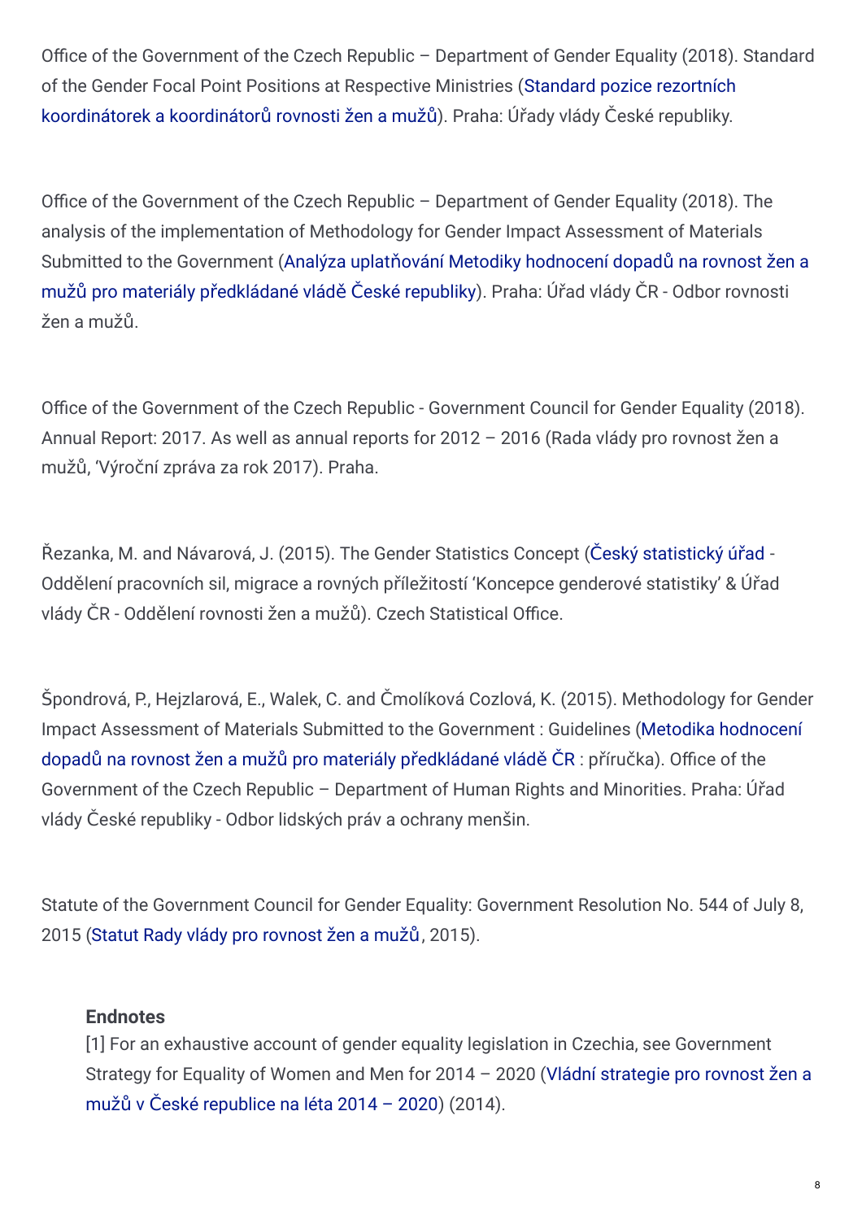Office of the Government of the Czech Republic – Department of Gender Equality (2018). Standard of the Gender Focal Point Positions at Respective Ministries (Standard pozice rezortních koordinátorek a koordinátorů rovnosti žen a mužů). Praha: Úřady vlády České republiky.

Office of the Government of the Czech Republic – Department of Gender Equality (2018). The analysis of the implementation of Methodology for Gender Impact Assessment of Materials Submitted to the Government (Analýza uplatňování Metodiky hodnocení dopadů na rovnost žen a mužů pro materiály předkládané vládě České republiky). Praha: Úřad vlády ČR - Odbor rovnosti žen a mužů.

Office of the Government of the Czech Republic - Government Council for Gender Equality (2018). Annual Report: 2017. As well as annual reports for 2012 – 2016 (Rada vlády pro rovnost žen a mužů, 'Výroční zpráva za rok 2017). Praha.

Řezanka, M. and Návarová, J. (2015). The Gender Statistics Concept (Český statistický úřad - Oddělení pracovních sil, migrace a rovných příležitostí 'Koncepce genderové statistiky' & Úřad vlády ČR - Oddělení rovnosti žen a mužů). Czech Statistical Office.

Špondrová, P., Hejzlarová, E., Walek, C. and Čmolíková Cozlová, K. (2015). Methodology for Gender Impact Assessment of Materials Submitted to the Government : Guidelines (Metodika hodnocení dopadů na rovnost žen a mužů pro materiály předkládané vládě ČR : příručka). Office of the Government of the Czech Republic – Department of Human Rights and Minorities. Praha: Úřad vlády České republiky - Odbor lidských práv a ochrany menšin.

Statute of the Government Council for Gender Equality: Government Resolution No. 544 of July 8, 2015 (Statut Rady vlády pro rovnost žen a mužů, 2015).

**Endnotes**

[1] For an exhaustive account of gender equality legislation in Czechia, see Government Strategy for Equality of Women and Men for 2014 – 2020 (Vládní strategie pro rovnost žen a mužů v České republice na léta 2014 – 2020) (2014).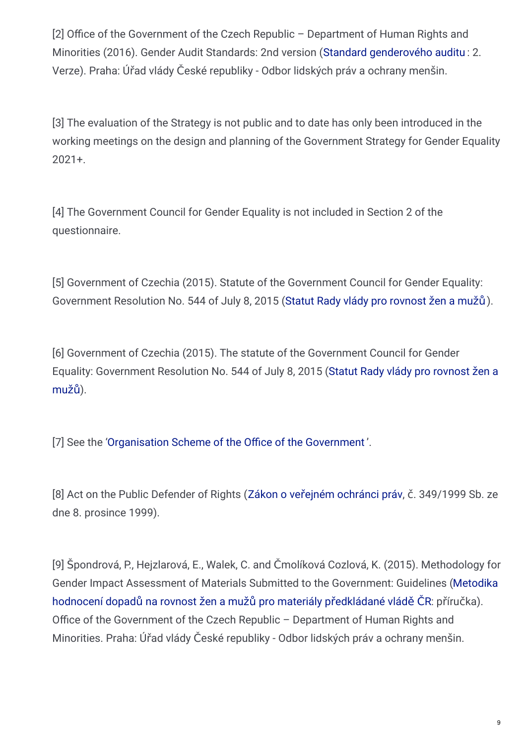[2] Office of the Government of the Czech Republic – Department of Human Rights and Minorities (2016). Gender Audit Standards: 2nd version (Standard genderového auditu : 2. Verze). Praha: Úřad vlády České republiky - Odbor lidských práv a ochrany menšin.

[3] The evaluation of the Strategy is not public and to date has only been introduced in the working meetings on the design and planning of the Government Strategy for Gender Equality 2021+.

[4] The Government Council for Gender Equality is not included in Section 2 of the questionnaire.

[5] Government of Czechia (2015). Statute of the Government Council for Gender Equality: Government Resolution No. 544 of July 8, 2015 (Statut Rady vlády pro rovnost žen a mužů).

[6] Government of Czechia (2015). The statute of the Government Council for Gender Equality: Government Resolution No. 544 of July 8, 2015 (Statut Rady vlády pro rovnost žen a mužů).

[7] See the 'Organisation Scheme of the Office of the Government'.

[8] Act on the Public Defender of Rights (Zákon o veřejném ochránci práv, č. 349/1999 Sb. ze dne 8. prosince 1999).

[9] Špondrová, P., Hejzlarová, E., Walek, C. and Čmolíková Cozlová, K. (2015). Methodology for Gender Impact Assessment of Materials Submitted to the Government: Guidelines (Metodika hodnocení dopadů na rovnost žen a mužů pro materiály předkládané vládě ČR: příručka). Office of the Government of the Czech Republic – Department of Human Rights and Minorities. Praha: Úřad vlády České republiky - Odbor lidských práv a ochrany menšin.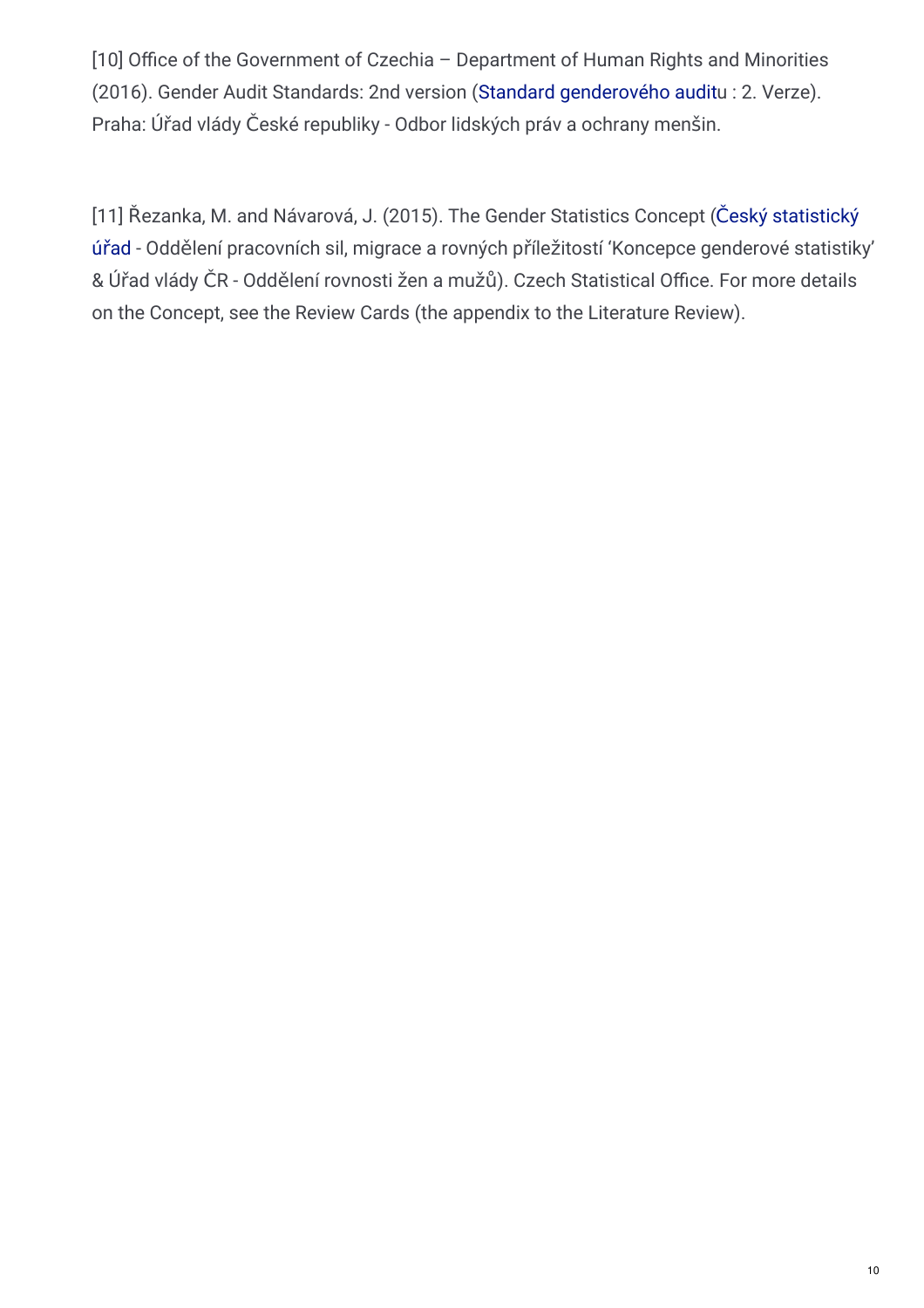[10] Office of the Government of Czechia – Department of Human Rights and Minorities (2016). Gender Audit Standards: 2nd version (Standard genderového auditu : 2. Verze). Praha: Úřad vlády České republiky - Odbor lidských práv a ochrany menšin.

[11] Řezanka, M. and Návarová, J. (2015). The Gender Statistics Concept (Český statistický úřad - Oddělení pracovních sil, migrace a rovných příležitostí 'Koncepce genderové statistiky' & Úřad vlády ČR - Oddělení rovnosti žen a mužů). Czech Statistical Office. For more details on the Concept, see the Review Cards (the appendix to the Literature Review).